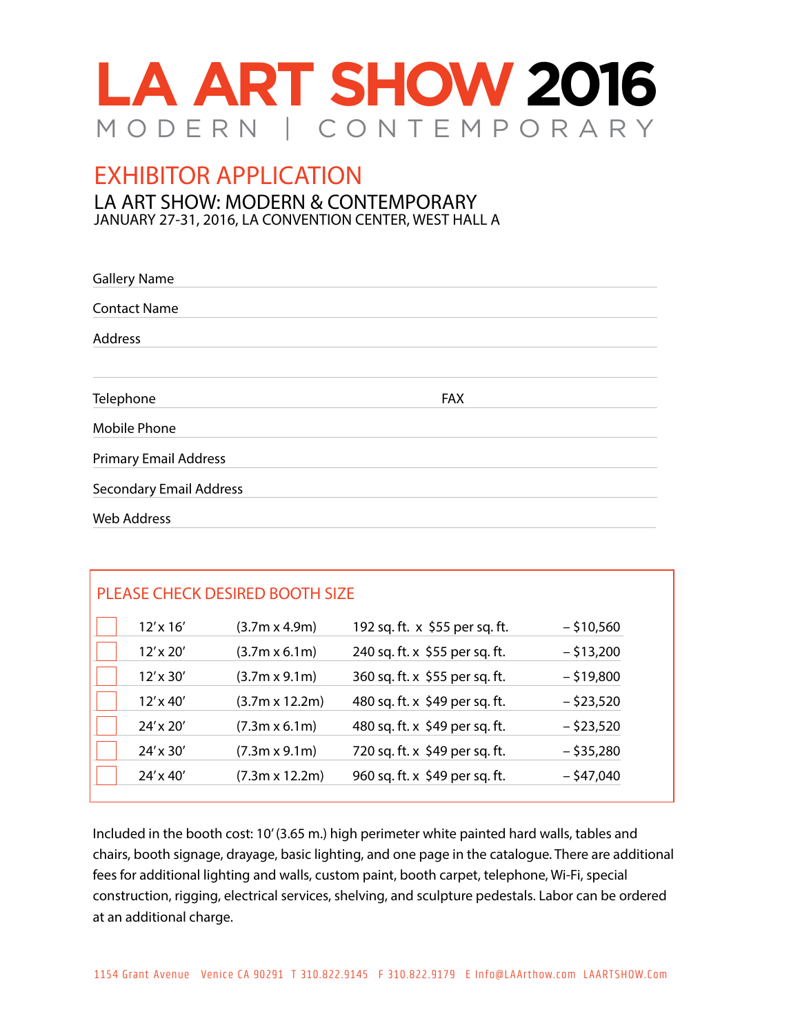# LA ART SHOW 2016

MODERN | CONTEMPORARY

## EXHIBITOR APPLICATION

LA ART SHOW: MODERN & CONTEMPORARY
JANUARY 27-31, 2016, LA CONVENTION CENTER, WEST HALL A

Gallery Name

Contact Name

Address

Telephone FAX

Mobile Phone

Primary Email Address

Secondary Email Address

Web Address

### PLEASE CHECK DESIRED BOOTH SIZE

| | | | | |
|---|---|---|---|---|
| ☐ | 12' x 16' | (3.7m x 4.9m) | 192 sq. ft. x $55 per sq. ft. | – $10,560 |
| ☐ | 12' x 20' | (3.7m x 6.1m) | 240 sq. ft. x $55 per sq. ft. | – $13,200 |
| ☐ | 12' x 30' | (3.7m x 9.1m) | 360 sq. ft. x $55 per sq. ft. | – $19,800 |
| ☐ | 12' x 40' | (3.7m x 12.2m) | 480 sq. ft. x $49 per sq. ft. | – $23,520 |
| ☐ | 24' x 20' | (7.3m x 6.1m) | 480 sq. ft. x $49 per sq. ft. | – $23,520 |
| ☐ | 24' x 30' | (7.3m x 9.1m) | 720 sq. ft. x $49 per sq. ft. | – $35,280 |
| ☐ | 24' x 40' | (7.3m x 12.2m) | 960 sq. ft. x $49 per sq. ft. | – $47,040 |

Included in the booth cost: 10' (3.65 m.) high perimeter white painted hard walls, tables and chairs, booth signage, drayage, basic lighting, and one page in the catalogue. There are additional fees for additional lighting and walls, custom paint, booth carpet, telephone, Wi-Fi, special construction, rigging, electrical services, shelving, and sculpture pedestals. Labor can be ordered at an additional charge.

1154 Grant Avenue Venice CA 90291 T 310.822.9145 F 310.822.9179 E Info@LAArthow.com LAARTSHOW.Com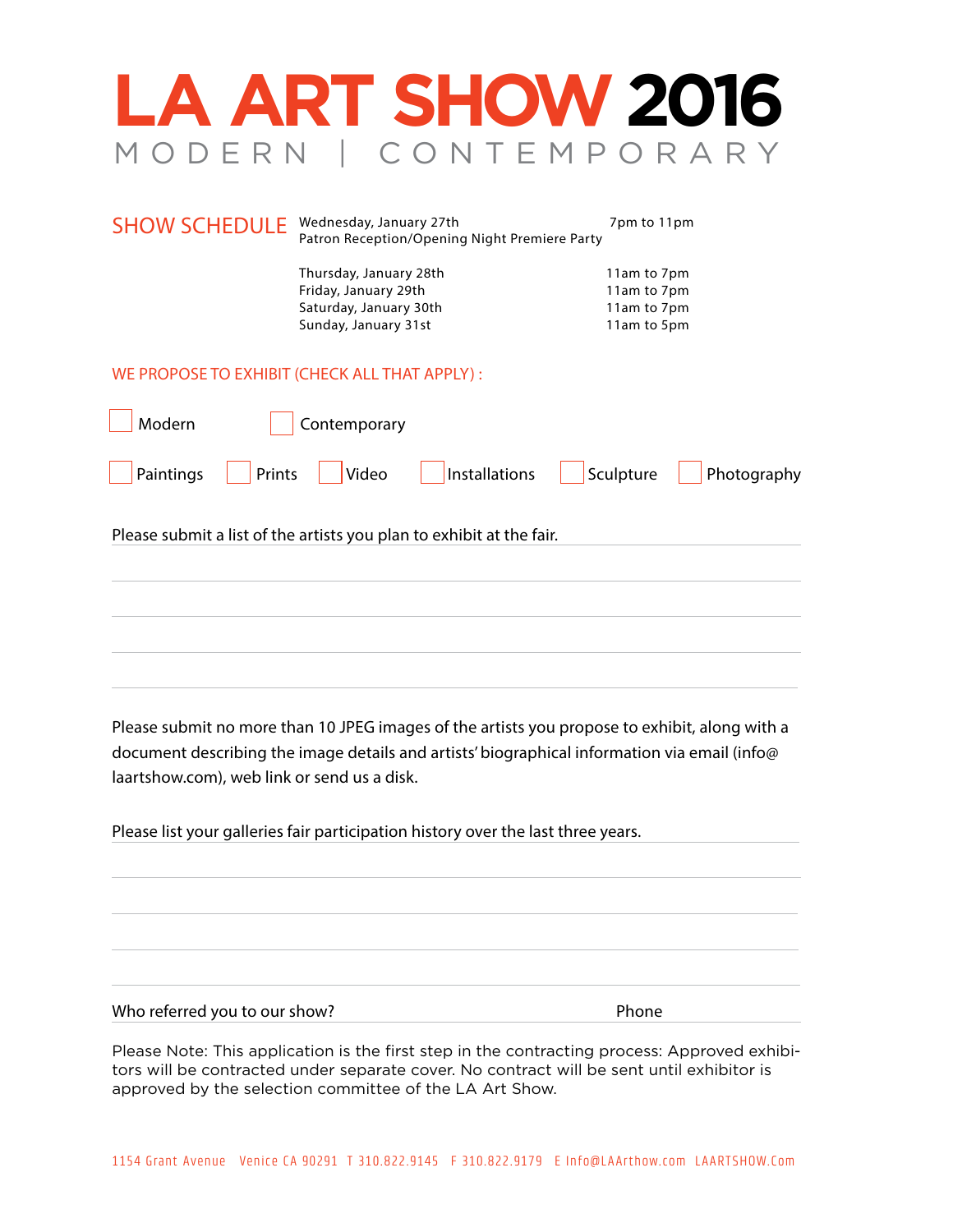# LA ART SHOW 2016

MODERN | CONTEMPORARY

## SHOW SCHEDULE

| | |
|---|---|
| Wednesday, January 27th<br>Patron Reception/Opening Night Premiere Party | 7pm to 11pm |
| Thursday, January 28th | 11am to 7pm |
| Friday, January 29th | 11am to 7pm |
| Saturday, January 30th | 11am to 7pm |
| Sunday, January 31st | 11am to 5pm |

## WE PROPOSE TO EXHIBIT (CHECK ALL THAT APPLY) :

☐ Modern ☐ Contemporary

☐ Paintings ☐ Prints ☐ Video ☐ Installations ☐ Sculpture ☐ Photography

Please submit a list of the artists you plan to exhibit at the fair.

Please submit no more than 10 JPEG images of the artists you propose to exhibit, along with a document describing the image details and artists' biographical information via email (info@laartshow.com), web link or send us a disk.

Please list your galleries fair participation history over the last three years.

Who referred you to our show? Phone

Please Note: This application is the first step in the contracting process: Approved exhibitors will be contracted under separate cover. No contract will be sent until exhibitor is approved by the selection committee of the LA Art Show.

1154 Grant Avenue Venice CA 90291 T 310.822.9145 F 310.822.9179 E Info@LAArthow.com LAARTSHOW.Com